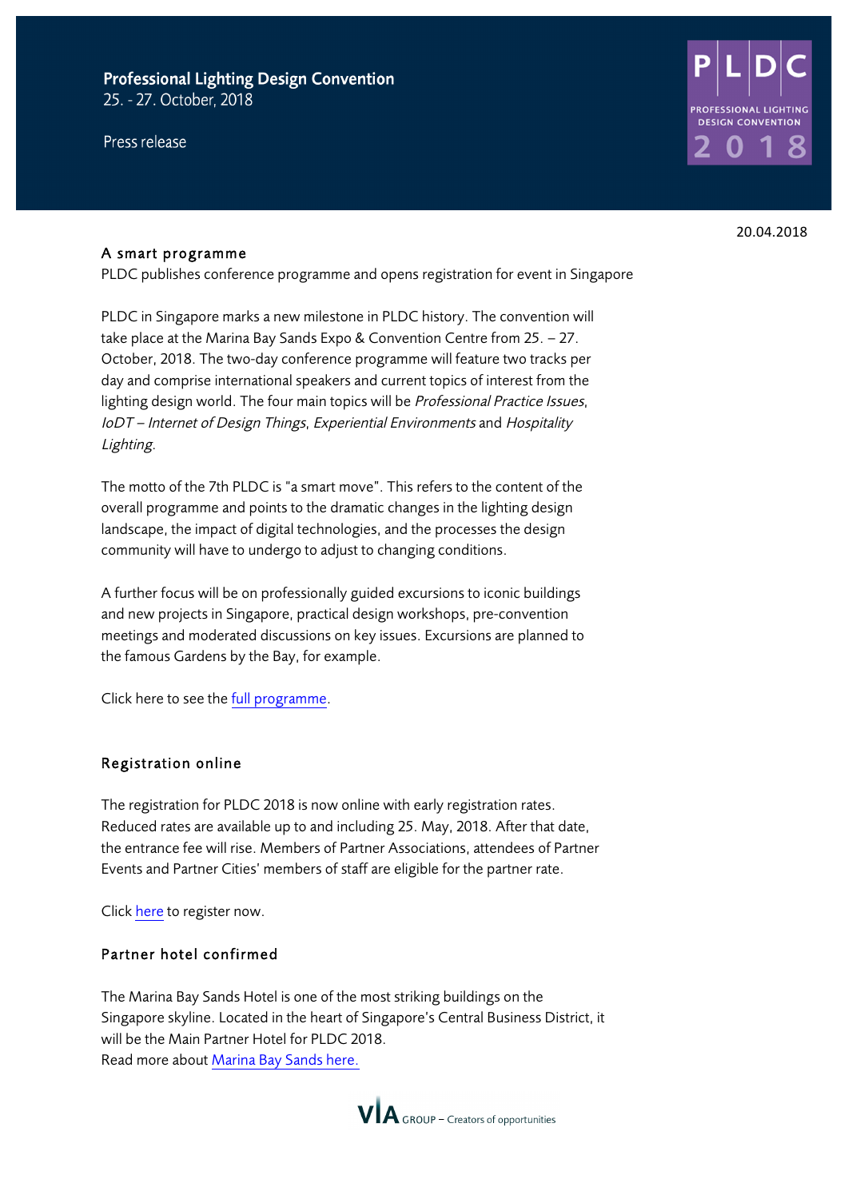**Professional Lighting Design Convention**
25. - 27. October, 2018

Press release

20.04.2018

## A smart programme

PLDC publishes conference programme and opens registration for event in Singapore

PLDC in Singapore marks a new milestone in PLDC history. The convention will take place at the Marina Bay Sands Expo & Convention Centre from 25. – 27. October, 2018. The two-day conference programme will feature two tracks per day and comprise international speakers and current topics of interest from the lighting design world. The four main topics will be *Professional Practice Issues*, *IoDT – Internet of Design Things*, *Experiential Environments* and *Hospitality Lighting*.

The motto of the 7th PLDC is "a smart move". This refers to the content of the overall programme and points to the dramatic changes in the lighting design landscape, the impact of digital technologies, and the processes the design community will have to undergo to adjust to changing conditions.

A further focus will be on professionally guided excursions to iconic buildings and new projects in Singapore, practical design workshops, pre-convention meetings and moderated discussions on key issues. Excursions are planned to the famous Gardens by the Bay, for example.

Click here to see the full programme.

## Registration online

The registration for PLDC 2018 is now online with early registration rates. Reduced rates are available up to and including 25. May, 2018. After that date, the entrance fee will rise. Members of Partner Associations, attendees of Partner Events and Partner Cities' members of staff are eligible for the partner rate.

Click here to register now.

## Partner hotel confirmed

The Marina Bay Sands Hotel is one of the most striking buildings on the Singapore skyline. Located in the heart of Singapore's Central Business District, it will be the Main Partner Hotel for PLDC 2018.
Read more about Marina Bay Sands here.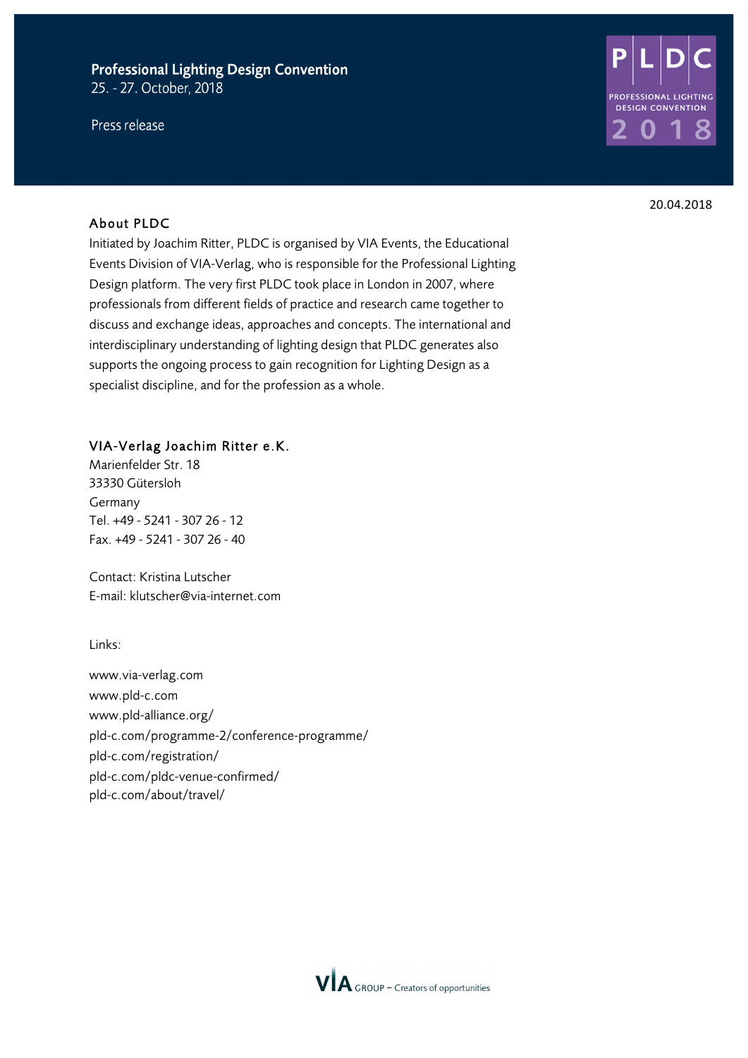Professional Lighting Design Convention
25. - 27. October, 2018

Press release

20.04.2018

## About PLDC

Initiated by Joachim Ritter, PLDC is organised by VIA Events, the Educational Events Division of VIA-Verlag, who is responsible for the Professional Lighting Design platform. The very first PLDC took place in London in 2007, where professionals from different fields of practice and research came together to discuss and exchange ideas, approaches and concepts. The international and interdisciplinary understanding of lighting design that PLDC generates also supports the ongoing process to gain recognition for Lighting Design as a specialist discipline, and for the profession as a whole.

## VIA-Verlag Joachim Ritter e.K.

Marienfelder Str. 18
33330 Gütersloh
Germany
Tel. +49 - 5241 - 307 26 - 12
Fax. +49 - 5241 - 307 26 - 40

Contact: Kristina Lutscher
E-mail: klutscher@via-internet.com

Links:

www.via-verlag.com
www.pld-c.com
www.pld-alliance.org/
pld-c.com/programme-2/conference-programme/
pld-c.com/registration/
pld-c.com/pldc-venue-confirmed/
pld-c.com/about/travel/